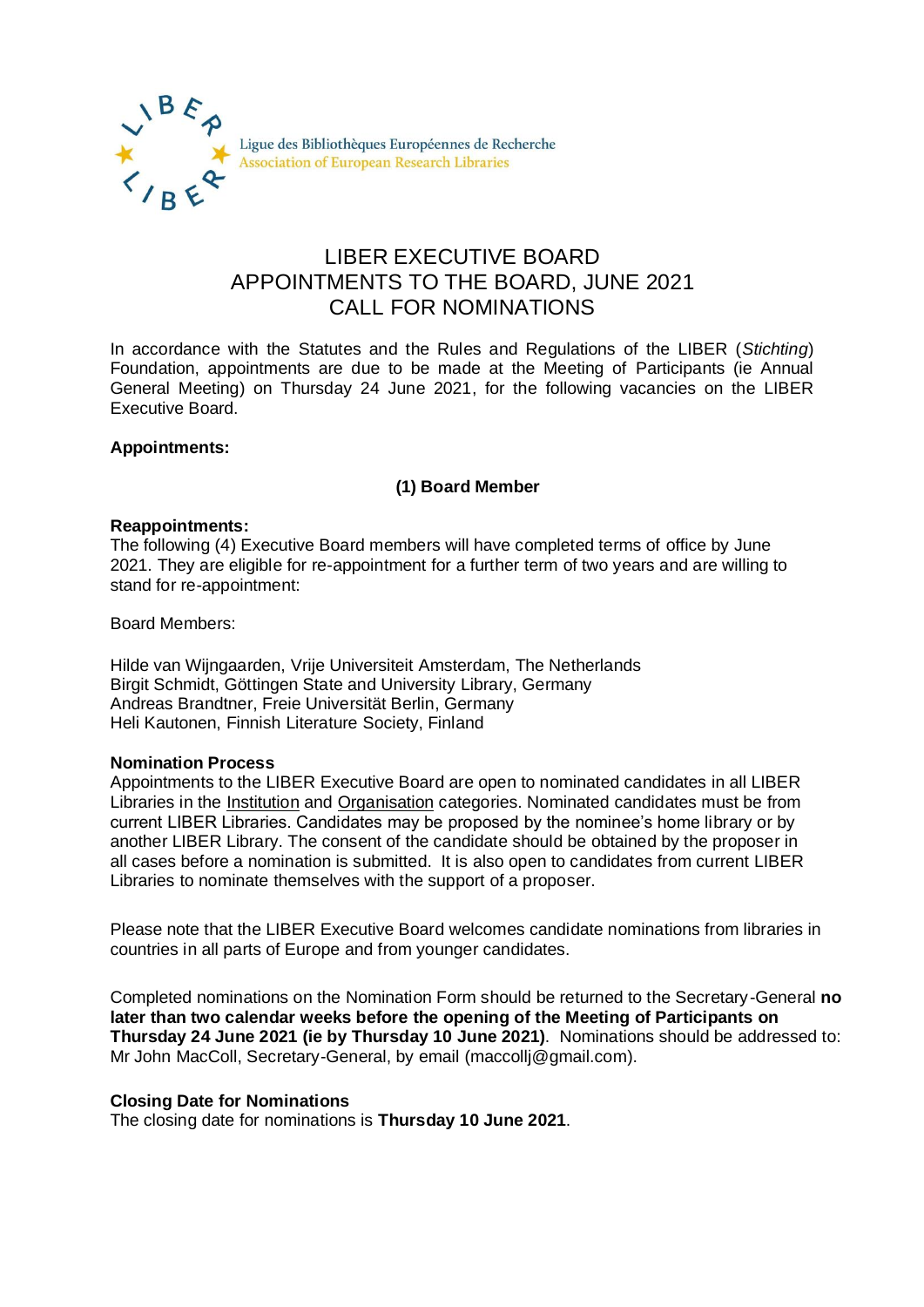Ligue des Bibliothèques Européennes de Recherche
Association of European Research Libraries

# LIBER EXECUTIVE BOARD
# APPOINTMENTS TO THE BOARD, JUNE 2021
# CALL FOR NOMINATIONS

In accordance with the Statutes and the Rules and Regulations of the LIBER (*Stichting*) Foundation, appointments are due to be made at the Meeting of Participants (ie Annual General Meeting) on Thursday 24 June 2021, for the following vacancies on the LIBER Executive Board.

**Appointments:**

**(1) Board Member**

**Reappointments:**
The following (4) Executive Board members will have completed terms of office by June 2021. They are eligible for re-appointment for a further term of two years and are willing to stand for re-appointment:

Board Members:

Hilde van Wijngaarden, Vrije Universiteit Amsterdam, The Netherlands
Birgit Schmidt, Göttingen State and University Library, Germany
Andreas Brandtner, Freie Universität Berlin, Germany
Heli Kautonen, Finnish Literature Society, Finland

**Nomination Process**
Appointments to the LIBER Executive Board are open to nominated candidates in all LIBER Libraries in the Institution and Organisation categories. Nominated candidates must be from current LIBER Libraries. Candidates may be proposed by the nominee's home library or by another LIBER Library. The consent of the candidate should be obtained by the proposer in all cases before a nomination is submitted. It is also open to candidates from current LIBER Libraries to nominate themselves with the support of a proposer.

Please note that the LIBER Executive Board welcomes candidate nominations from libraries in countries in all parts of Europe and from younger candidates.

Completed nominations on the Nomination Form should be returned to the Secretary-General **no later than two calendar weeks before the opening of the Meeting of Participants on Thursday 24 June 2021 (ie by Thursday 10 June 2021)**. Nominations should be addressed to: Mr John MacColl, Secretary-General, by email (maccollj@gmail.com).

**Closing Date for Nominations**
The closing date for nominations is **Thursday 10 June 2021**.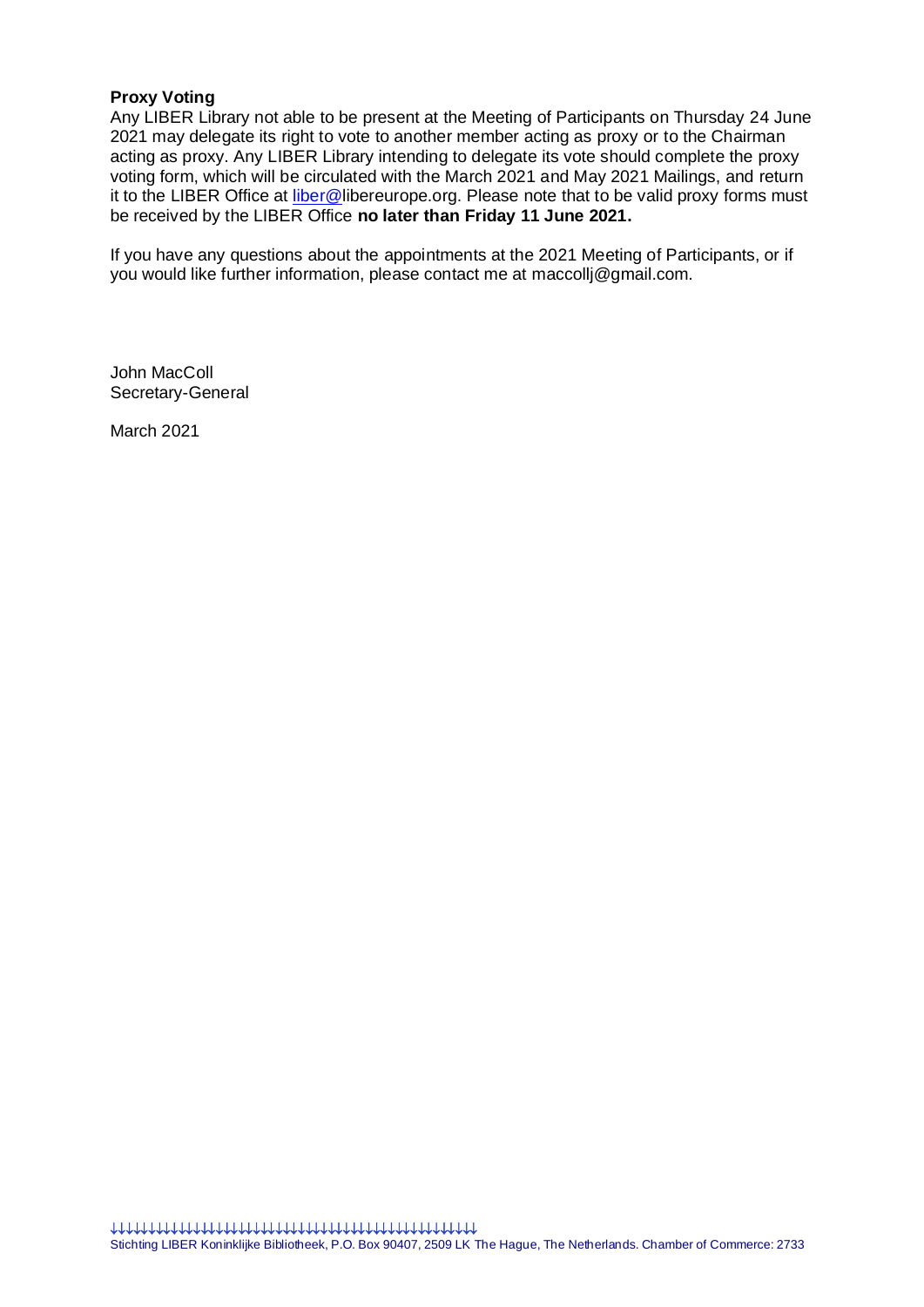**Proxy Voting**

Any LIBER Library not able to be present at the Meeting of Participants on Thursday 24 June 2021 may delegate its right to vote to another member acting as proxy or to the Chairman acting as proxy. Any LIBER Library intending to delegate its vote should complete the proxy voting form, which will be circulated with the March 2021 and May 2021 Mailings, and return it to the LIBER Office at liber@libereurope.org. Please note that to be valid proxy forms must be received by the LIBER Office **no later than Friday 11 June 2021.**

If you have any questions about the appointments at the 2021 Meeting of Participants, or if you would like further information, please contact me at maccollj@gmail.com.

John MacColl
Secretary-General

March 2021

Stichting LIBER Koninklijke Bibliotheek, P.O. Box 90407, 2509 LK The Hague, The Netherlands. Chamber of Commerce: 2733